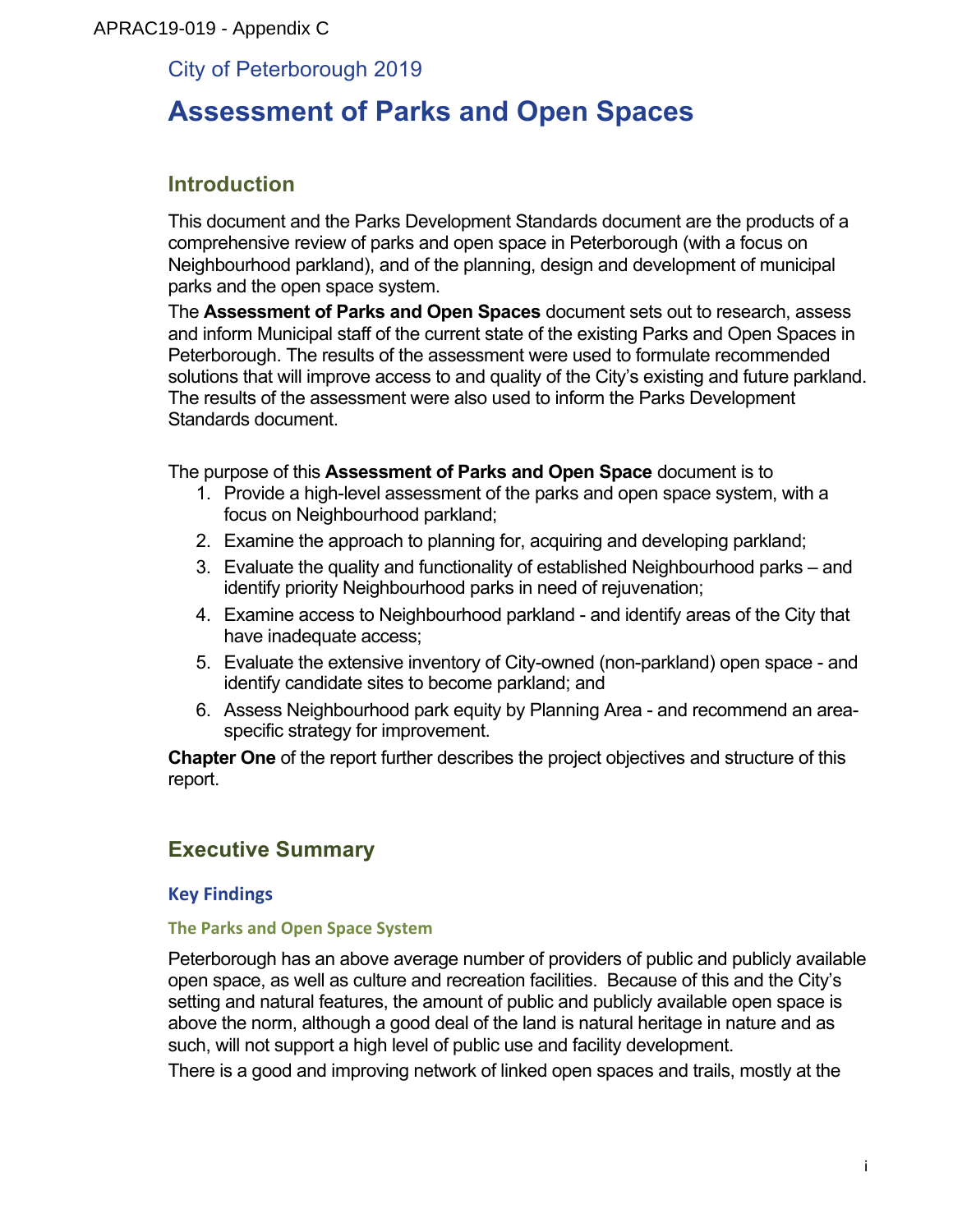APRAC19-019 - Appendix C

City of Peterborough 2019

# Assessment of Parks and Open Spaces

## Introduction

This document and the Parks Development Standards document are the products of a comprehensive review of parks and open space in Peterborough (with a focus on Neighbourhood parkland), and of the planning, design and development of municipal parks and the open space system.

The **Assessment of Parks and Open Spaces** document sets out to research, assess and inform Municipal staff of the current state of the existing Parks and Open Spaces in Peterborough. The results of the assessment were used to formulate recommended solutions that will improve access to and quality of the City's existing and future parkland. The results of the assessment were also used to inform the Parks Development Standards document.

The purpose of this **Assessment of Parks and Open Space** document is to

1. Provide a high-level assessment of the parks and open space system, with a focus on Neighbourhood parkland;
2. Examine the approach to planning for, acquiring and developing parkland;
3. Evaluate the quality and functionality of established Neighbourhood parks – and identify priority Neighbourhood parks in need of rejuvenation;
4. Examine access to Neighbourhood parkland - and identify areas of the City that have inadequate access;
5. Evaluate the extensive inventory of City-owned (non-parkland) open space - and identify candidate sites to become parkland; and
6. Assess Neighbourhood park equity by Planning Area - and recommend an area-specific strategy for improvement.

**Chapter One** of the report further describes the project objectives and structure of this report.

## Executive Summary

### Key Findings

#### The Parks and Open Space System

Peterborough has an above average number of providers of public and publicly available open space, as well as culture and recreation facilities. Because of this and the City's setting and natural features, the amount of public and publicly available open space is above the norm, although a good deal of the land is natural heritage in nature and as such, will not support a high level of public use and facility development.

There is a good and improving network of linked open spaces and trails, mostly at the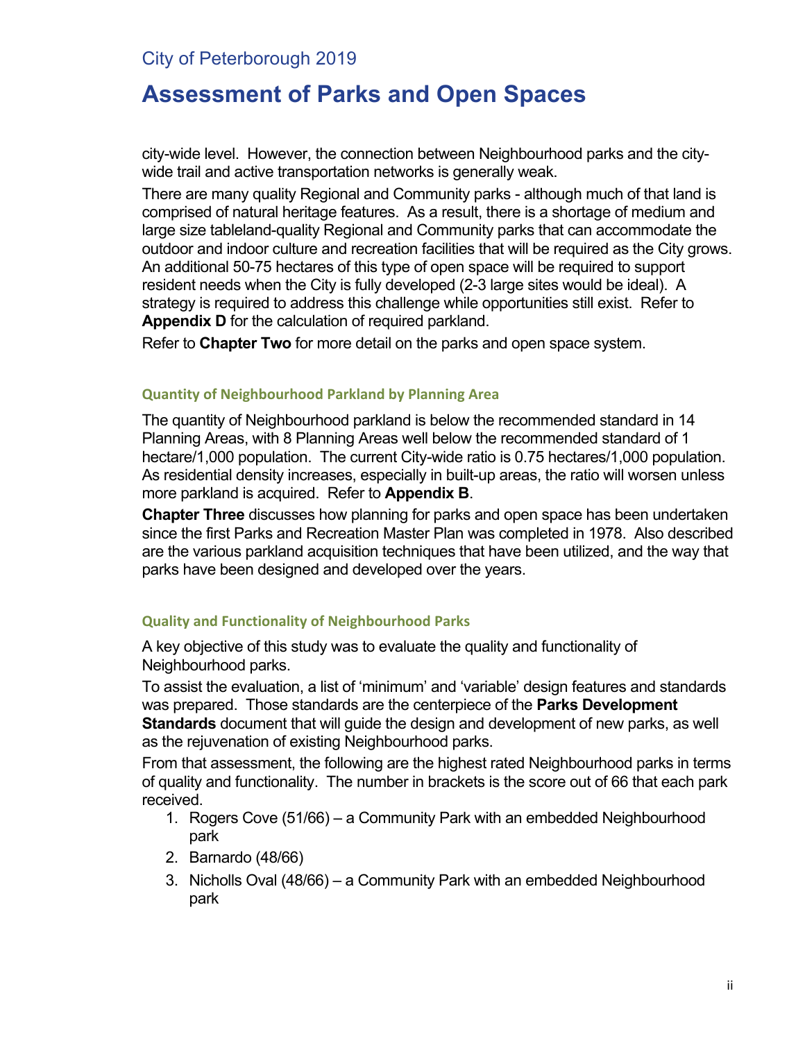city-wide level. However, the connection between Neighbourhood parks and the city-wide trail and active transportation networks is generally weak.

There are many quality Regional and Community parks - although much of that land is comprised of natural heritage features. As a result, there is a shortage of medium and large size tableland-quality Regional and Community parks that can accommodate the outdoor and indoor culture and recreation facilities that will be required as the City grows. An additional 50-75 hectares of this type of open space will be required to support resident needs when the City is fully developed (2-3 large sites would be ideal). A strategy is required to address this challenge while opportunities still exist. Refer to **Appendix D** for the calculation of required parkland.

Refer to **Chapter Two** for more detail on the parks and open space system.

### Quantity of Neighbourhood Parkland by Planning Area

The quantity of Neighbourhood parkland is below the recommended standard in 14 Planning Areas, with 8 Planning Areas well below the recommended standard of 1 hectare/1,000 population. The current City-wide ratio is 0.75 hectares/1,000 population. As residential density increases, especially in built-up areas, the ratio will worsen unless more parkland is acquired. Refer to **Appendix B**.

**Chapter Three** discusses how planning for parks and open space has been undertaken since the first Parks and Recreation Master Plan was completed in 1978. Also described are the various parkland acquisition techniques that have been utilized, and the way that parks have been designed and developed over the years.

### Quality and Functionality of Neighbourhood Parks

A key objective of this study was to evaluate the quality and functionality of Neighbourhood parks.

To assist the evaluation, a list of 'minimum' and 'variable' design features and standards was prepared. Those standards are the centerpiece of the **Parks Development Standards** document that will guide the design and development of new parks, as well as the rejuvenation of existing Neighbourhood parks.

From that assessment, the following are the highest rated Neighbourhood parks in terms of quality and functionality. The number in brackets is the score out of 66 that each park received.

1. Rogers Cove (51/66) – a Community Park with an embedded Neighbourhood park
2. Barnardo (48/66)
3. Nicholls Oval (48/66) – a Community Park with an embedded Neighbourhood park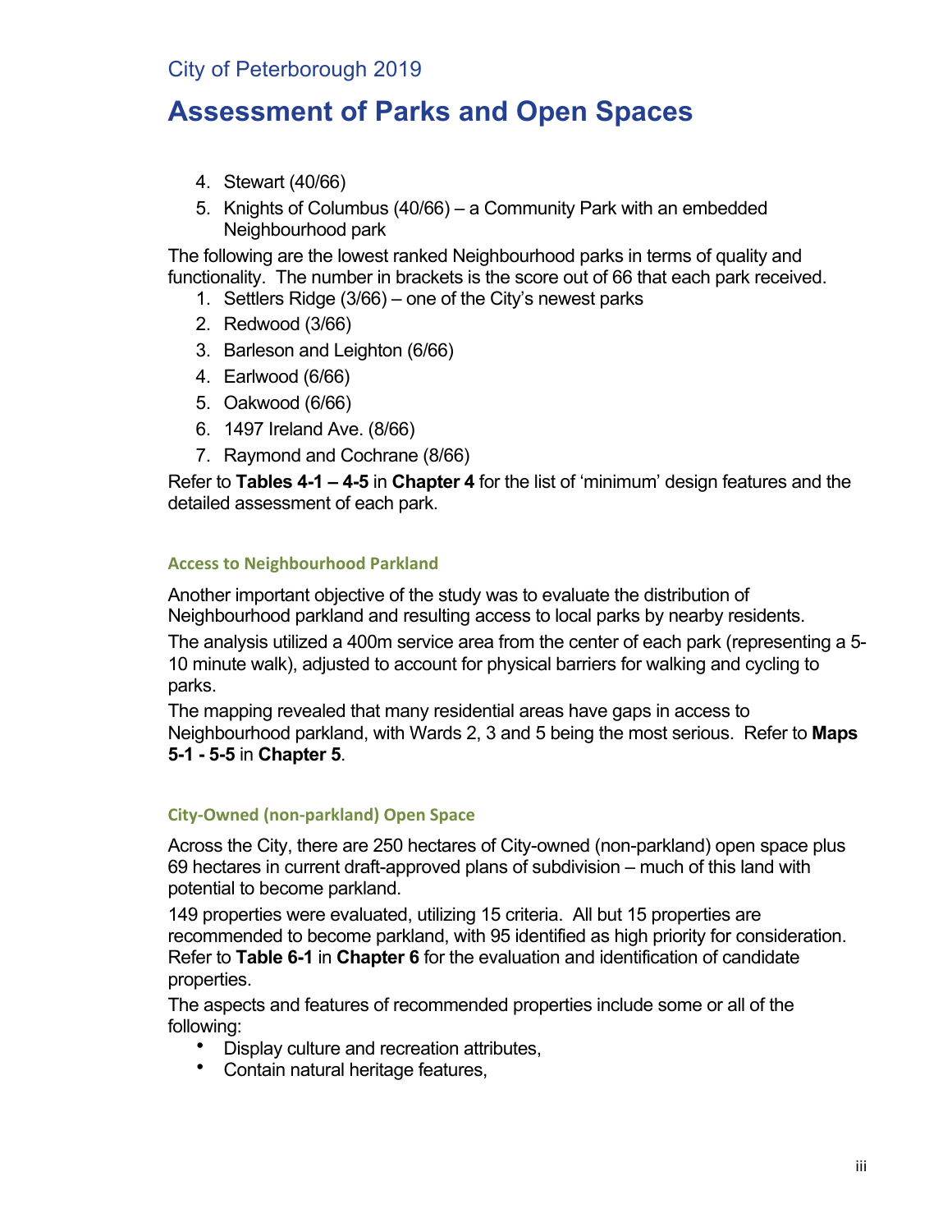4. Stewart (40/66)
5. Knights of Columbus (40/66) – a Community Park with an embedded Neighbourhood park

The following are the lowest ranked Neighbourhood parks in terms of quality and functionality. The number in brackets is the score out of 66 that each park received.

1. Settlers Ridge (3/66) – one of the City's newest parks
2. Redwood (3/66)
3. Barleson and Leighton (6/66)
4. Earlwood (6/66)
5. Oakwood (6/66)
6. 1497 Ireland Ave. (8/66)
7. Raymond and Cochrane (8/66)

Refer to **Tables 4-1 – 4-5** in **Chapter 4** for the list of 'minimum' design features and the detailed assessment of each park.

#### Access to Neighbourhood Parkland

Another important objective of the study was to evaluate the distribution of Neighbourhood parkland and resulting access to local parks by nearby residents.

The analysis utilized a 400m service area from the center of each park (representing a 5-10 minute walk), adjusted to account for physical barriers for walking and cycling to parks.

The mapping revealed that many residential areas have gaps in access to Neighbourhood parkland, with Wards 2, 3 and 5 being the most serious. Refer to **Maps 5-1 - 5-5** in **Chapter 5**.

#### City-Owned (non-parkland) Open Space

Across the City, there are 250 hectares of City-owned (non-parkland) open space plus 69 hectares in current draft-approved plans of subdivision – much of this land with potential to become parkland.

149 properties were evaluated, utilizing 15 criteria. All but 15 properties are recommended to become parkland, with 95 identified as high priority for consideration. Refer to **Table 6-1** in **Chapter 6** for the evaluation and identification of candidate properties.

The aspects and features of recommended properties include some or all of the following:

- Display culture and recreation attributes,
- Contain natural heritage features,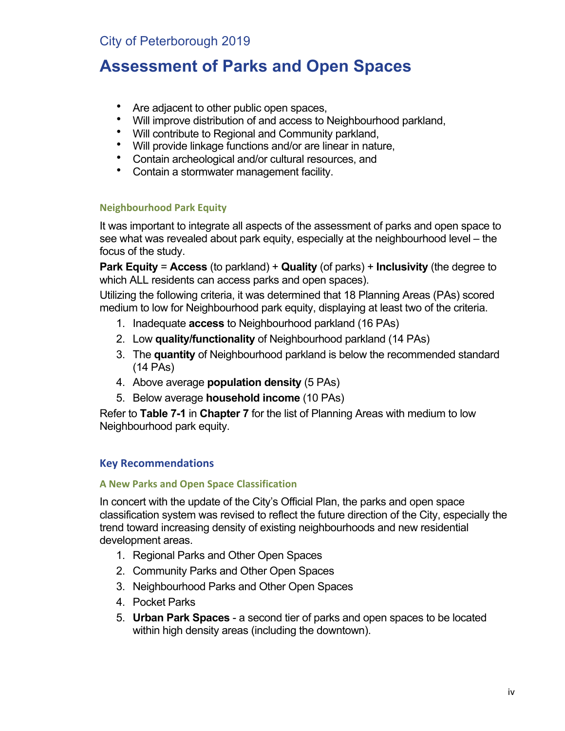- Are adjacent to other public open spaces,
- Will improve distribution of and access to Neighbourhood parkland,
- Will contribute to Regional and Community parkland,
- Will provide linkage functions and/or are linear in nature,
- Contain archeological and/or cultural resources, and
- Contain a stormwater management facility.

#### Neighbourhood Park Equity

It was important to integrate all aspects of the assessment of parks and open space to see what was revealed about park equity, especially at the neighbourhood level – the focus of the study.

**Park Equity** = **Access** (to parkland) + **Quality** (of parks) + **Inclusivity** (the degree to which ALL residents can access parks and open spaces).

Utilizing the following criteria, it was determined that 18 Planning Areas (PAs) scored medium to low for Neighbourhood park equity, displaying at least two of the criteria.

1. Inadequate **access** to Neighbourhood parkland (16 PAs)
2. Low **quality/functionality** of Neighbourhood parkland (14 PAs)
3. The **quantity** of Neighbourhood parkland is below the recommended standard (14 PAs)
4. Above average **population density** (5 PAs)
5. Below average **household income** (10 PAs)

Refer to **Table 7-1** in **Chapter 7** for the list of Planning Areas with medium to low Neighbourhood park equity.

### Key Recommendations

#### A New Parks and Open Space Classification

In concert with the update of the City's Official Plan, the parks and open space classification system was revised to reflect the future direction of the City, especially the trend toward increasing density of existing neighbourhoods and new residential development areas.

1. Regional Parks and Other Open Spaces
2. Community Parks and Other Open Spaces
3. Neighbourhood Parks and Other Open Spaces
4. Pocket Parks
5. **Urban Park Spaces** - a second tier of parks and open spaces to be located within high density areas (including the downtown).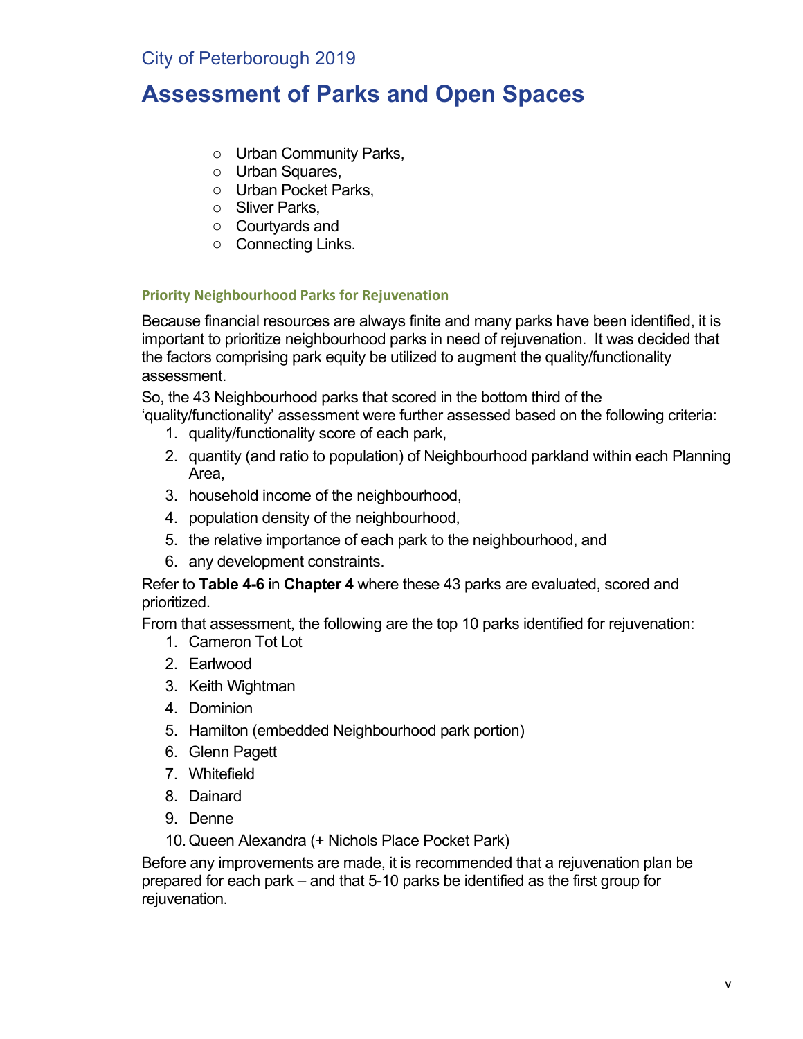- Urban Community Parks,
- Urban Squares,
- Urban Pocket Parks,
- Sliver Parks,
- Courtyards and
- Connecting Links.

### Priority Neighbourhood Parks for Rejuvenation

Because financial resources are always finite and many parks have been identified, it is important to prioritize neighbourhood parks in need of rejuvenation. It was decided that the factors comprising park equity be utilized to augment the quality/functionality assessment.

So, the 43 Neighbourhood parks that scored in the bottom third of the 'quality/functionality' assessment were further assessed based on the following criteria:

1. quality/functionality score of each park,
2. quantity (and ratio to population) of Neighbourhood parkland within each Planning Area,
3. household income of the neighbourhood,
4. population density of the neighbourhood,
5. the relative importance of each park to the neighbourhood, and
6. any development constraints.

Refer to **Table 4-6** in **Chapter 4** where these 43 parks are evaluated, scored and prioritized.

From that assessment, the following are the top 10 parks identified for rejuvenation:

1. Cameron Tot Lot
2. Earlwood
3. Keith Wightman
4. Dominion
5. Hamilton (embedded Neighbourhood park portion)
6. Glenn Pagett
7. Whitefield
8. Dainard
9. Denne
10. Queen Alexandra (+ Nichols Place Pocket Park)

Before any improvements are made, it is recommended that a rejuvenation plan be prepared for each park – and that 5-10 parks be identified as the first group for rejuvenation.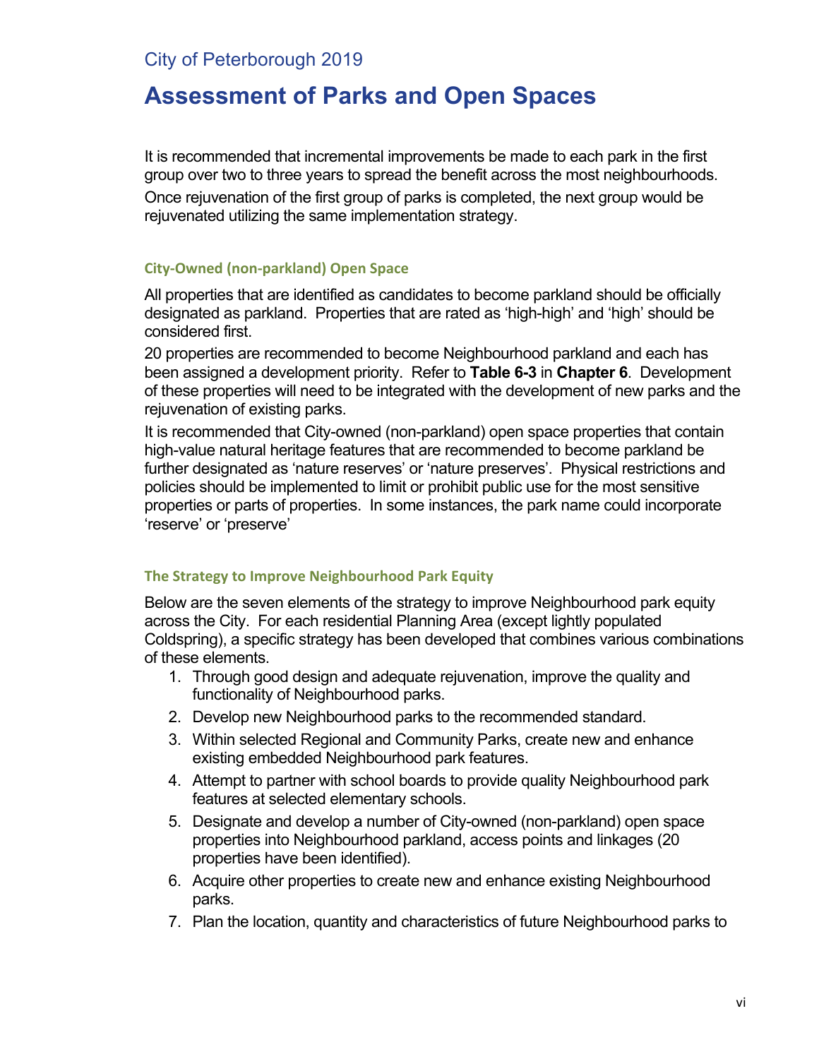It is recommended that incremental improvements be made to each park in the first group over two to three years to spread the benefit across the most neighbourhoods. Once rejuvenation of the first group of parks is completed, the next group would be rejuvenated utilizing the same implementation strategy.

### City-Owned (non-parkland) Open Space

All properties that are identified as candidates to become parkland should be officially designated as parkland. Properties that are rated as 'high-high' and 'high' should be considered first.

20 properties are recommended to become Neighbourhood parkland and each has been assigned a development priority. Refer to **Table 6-3** in **Chapter 6**. Development of these properties will need to be integrated with the development of new parks and the rejuvenation of existing parks.

It is recommended that City-owned (non-parkland) open space properties that contain high-value natural heritage features that are recommended to become parkland be further designated as 'nature reserves' or 'nature preserves'. Physical restrictions and policies should be implemented to limit or prohibit public use for the most sensitive properties or parts of properties. In some instances, the park name could incorporate 'reserve' or 'preserve'

### The Strategy to Improve Neighbourhood Park Equity

Below are the seven elements of the strategy to improve Neighbourhood park equity across the City. For each residential Planning Area (except lightly populated Coldspring), a specific strategy has been developed that combines various combinations of these elements.

1. Through good design and adequate rejuvenation, improve the quality and functionality of Neighbourhood parks.
2. Develop new Neighbourhood parks to the recommended standard.
3. Within selected Regional and Community Parks, create new and enhance existing embedded Neighbourhood park features.
4. Attempt to partner with school boards to provide quality Neighbourhood park features at selected elementary schools.
5. Designate and develop a number of City-owned (non-parkland) open space properties into Neighbourhood parkland, access points and linkages (20 properties have been identified).
6. Acquire other properties to create new and enhance existing Neighbourhood parks.
7. Plan the location, quantity and characteristics of future Neighbourhood parks to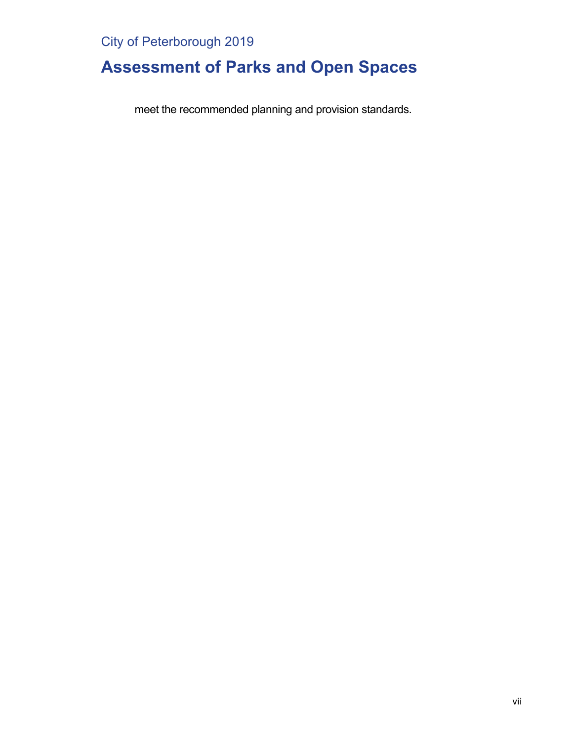meet the recommended planning and provision standards.